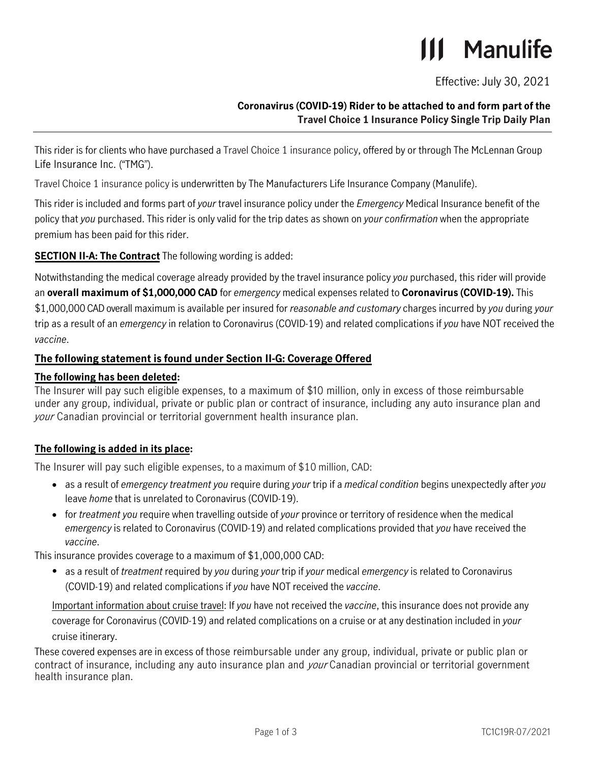Manulife

Effective: July 30, 2021

**Coronavirus (COVID-19) Rider to be attached to and form part of the Travel Choice 1 Insurance Policy Single Trip Daily Plan**

This rider is for clients who have purchased a Travel Choice 1 insurance policy, offered by or through The McLennan Group Life Insurance Inc. ("TMG").

Travel Choice 1 insurance policy is underwritten by The Manufacturers Life Insurance Company (Manulife).

This rider is included and forms part of *your* travel insurance policy under the *Emergency* Medical Insurance benefit of the policy that *you* purchased. This rider is only valid for the trip dates as shown on *your confirmation* when the appropriate premium has been paid for this rider.

**SECTION II-A: The Contract** The following wording is added:

Notwithstanding the medical coverage already provided by the travel insurance policy *you* purchased, this rider will provide an **overall maximum of $1,000,000 CAD** for *emergency* medical expenses related to **Coronavirus (COVID-19).** This $1,000,000 CAD overall maximum is available per insured for *reasonable and customary* charges incurred by *you* during *your* trip as a result of an *emergency* in relation to Coronavirus (COVID-19) and related complications if *you* have NOT received the *vaccine*.

**The following statement is found under Section II-G: Coverage Offered**

**The following has been deleted:**

The Insurer will pay such eligible expenses, to a maximum of $10 million, only in excess of those reimbursable under any group, individual, private or public plan or contract of insurance, including any auto insurance plan and *your* Canadian provincial or territorial government health insurance plan.

**The following is added in its place:**

The Insurer will pay such eligible expenses, to a maximum of $10 million, CAD:

- as a result of *emergency treatment you* require during *your* trip if a *medical condition* begins unexpectedly after *you* leave *home* that is unrelated to Coronavirus (COVID-19).
- for *treatment you* require when travelling outside of *your* province or territory of residence when the medical *emergency* is related to Coronavirus (COVID-19) and related complications provided that *you* have received the *vaccine*.

This insurance provides coverage to a maximum of $1,000,000 CAD:

- as a result of *treatment* required by *you* during *your* trip if *your* medical *emergency* is related to Coronavirus (COVID-19) and related complications if *you* have NOT received the *vaccine*.

Important information about cruise travel: If *you* have not received the *vaccine*, this insurance does not provide any coverage for Coronavirus (COVID-19) and related complications on a cruise or at any destination included in *your* cruise itinerary.

These covered expenses are in excess of those reimbursable under any group, individual, private or public plan or contract of insurance, including any auto insurance plan and *your* Canadian provincial or territorial government health insurance plan.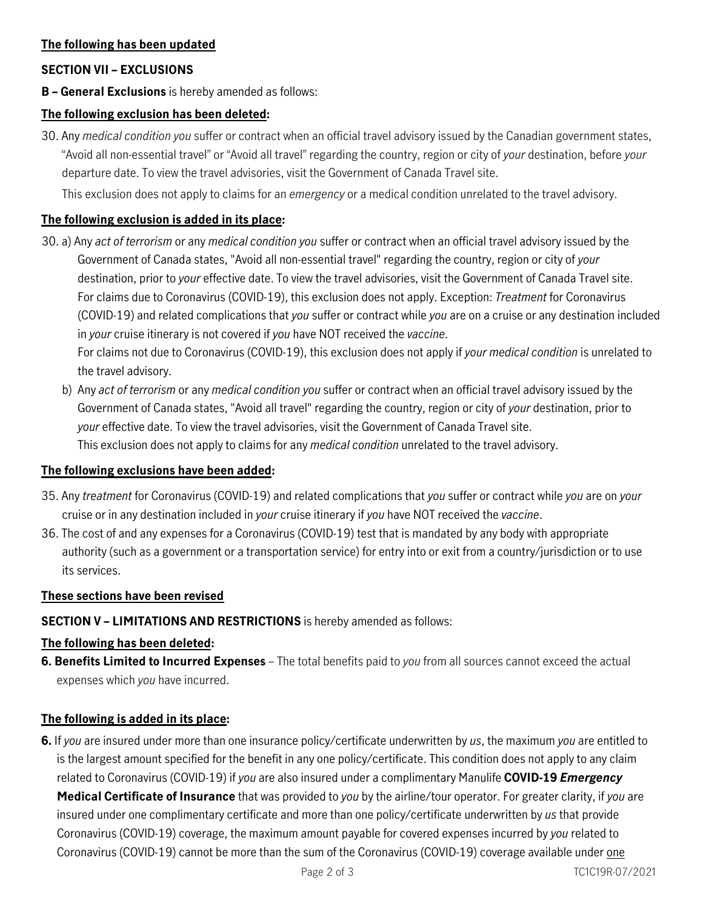**The following has been updated**

**SECTION VII – EXCLUSIONS**

**B – General Exclusions** is hereby amended as follows:

**The following exclusion has been deleted:**

30. Any *medical condition you* suffer or contract when an official travel advisory issued by the Canadian government states, "Avoid all non-essential travel" or "Avoid all travel" regarding the country, region or city of *your* destination, before *your* departure date. To view the travel advisories, visit the Government of Canada Travel site.

    This exclusion does not apply to claims for an *emergency* or a medical condition unrelated to the travel advisory.

**The following exclusion is added in its place:**

30. a) Any *act of terrorism* or any *medical condition you* suffer or contract when an official travel advisory issued by the Government of Canada states, "Avoid all non-essential travel" regarding the country, region or city of *your* destination, prior to *your* effective date. To view the travel advisories, visit the Government of Canada Travel site. For claims due to Coronavirus (COVID-19), this exclusion does not apply. Exception: *Treatment* for Coronavirus (COVID-19) and related complications that *you* suffer or contract while *you* are on a cruise or any destination included in *your* cruise itinerary is not covered if *you* have NOT received the *vaccine*.
    For claims not due to Coronavirus (COVID-19), this exclusion does not apply if *your medical condition* is unrelated to the travel advisory.

    b) Any *act of terrorism* or any *medical condition you* suffer or contract when an official travel advisory issued by the Government of Canada states, "Avoid all travel" regarding the country, region or city of *your* destination, prior to *your* effective date. To view the travel advisories, visit the Government of Canada Travel site.
    This exclusion does not apply to claims for any *medical condition* unrelated to the travel advisory.

**The following exclusions have been added:**

35. Any *treatment* for Coronavirus (COVID-19) and related complications that *you* suffer or contract while *you* are on *your* cruise or in any destination included in *your* cruise itinerary if *you* have NOT received the *vaccine*.
36. The cost of and any expenses for a Coronavirus (COVID-19) test that is mandated by any body with appropriate authority (such as a government or a transportation service) for entry into or exit from a country/jurisdiction or to use its services.

**These sections have been revised**

**SECTION V – LIMITATIONS AND RESTRICTIONS** is hereby amended as follows:

**The following has been deleted:**

**6. Benefits Limited to Incurred Expenses** – The total benefits paid to *you* from all sources cannot exceed the actual expenses which *you* have incurred.

**The following is added in its place:**

**6.** If *you* are insured under more than one insurance policy/certificate underwritten by *us*, the maximum *you* are entitled to is the largest amount specified for the benefit in any one policy/certificate. This condition does not apply to any claim related to Coronavirus (COVID-19) if *you* are also insured under a complimentary Manulife **COVID-19 *Emergency* Medical Certificate of Insurance** that was provided to *you* by the airline/tour operator. For greater clarity, if *you* are insured under one complimentary certificate and more than one policy/certificate underwritten by *us* that provide Coronavirus (COVID-19) coverage, the maximum amount payable for covered expenses incurred by *you* related to Coronavirus (COVID-19) cannot be more than the sum of the Coronavirus (COVID-19) coverage available under one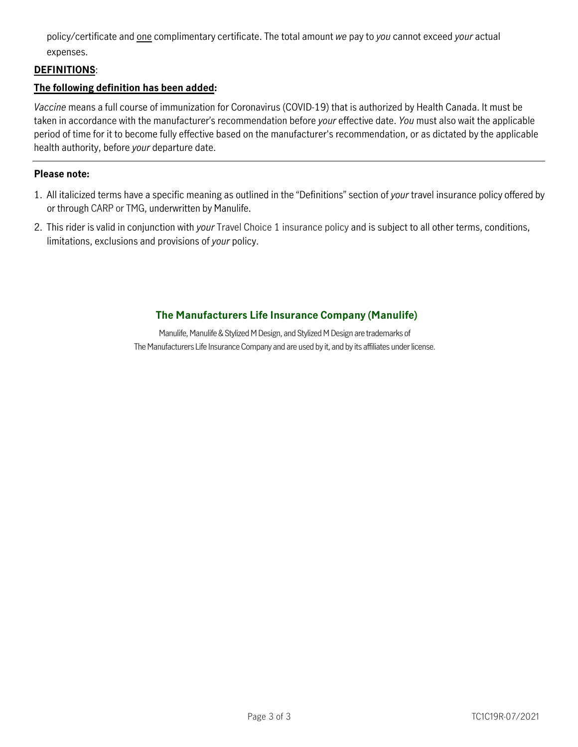policy/certificate and one complimentary certificate. The total amount *we* pay to *you* cannot exceed *your* actual expenses.

**DEFINITIONS**:

**The following definition has been added:**

*Vaccine* means a full course of immunization for Coronavirus (COVID-19) that is authorized by Health Canada. It must be taken in accordance with the manufacturer's recommendation before *your* effective date. *You* must also wait the applicable period of time for it to become fully effective based on the manufacturer's recommendation, or as dictated by the applicable health authority, before *your* departure date.

---

**Please note:**

1. All italicized terms have a specific meaning as outlined in the "Definitions" section of *your* travel insurance policy offered by or through CARP or TMG, underwritten by Manulife.
2. This rider is valid in conjunction with *your* Travel Choice 1 insurance policy and is subject to all other terms, conditions, limitations, exclusions and provisions of *your* policy.

**The Manufacturers Life Insurance Company (Manulife)**

Manulife, Manulife & Stylized M Design, and Stylized M Design are trademarks of The Manufacturers Life Insurance Company and are used by it, and by its affiliates under license.

TC1C19R-07/2021